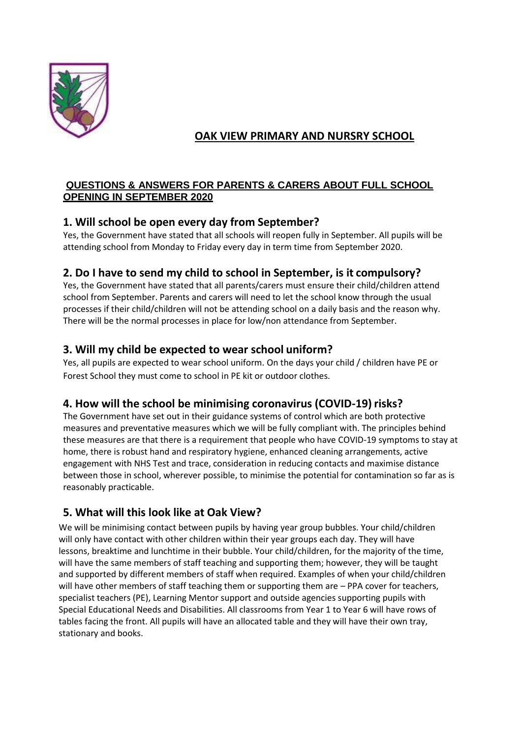# OAK VIEW PRIMARY AND NURSRY SCHOOL

## QUESTIONS & ANSWERS FOR PARENTS & CARERS ABOUT FULL SCHOOL OPENING IN SEPTEMBER 2020

### 1. Will school be open every day from September?

Yes, the Government have stated that all schools will reopen fully in September. All pupils will be attending school from Monday to Friday every day in term time from September 2020.

### 2. Do I have to send my child to school in September, is it compulsory?

Yes, the Government have stated that all parents/carers must ensure their child/children attend school from September. Parents and carers will need to let the school know through the usual processes if their child/children will not be attending school on a daily basis and the reason why. There will be the normal processes in place for low/non attendance from September.

### 3. Will my child be expected to wear school uniform?

Yes, all pupils are expected to wear school uniform. On the days your child / children have PE or Forest School they must come to school in PE kit or outdoor clothes.

### 4. How will the school be minimising coronavirus (COVID-19) risks?

The Government have set out in their guidance systems of control which are both protective measures and preventative measures which we will be fully compliant with. The principles behind these measures are that there is a requirement that people who have COVID-19 symptoms to stay at home, there is robust hand and respiratory hygiene, enhanced cleaning arrangements, active engagement with NHS Test and trace, consideration in reducing contacts and maximise distance between those in school, wherever possible, to minimise the potential for contamination so far as is reasonably practicable.

### 5. What will this look like at Oak View?

We will be minimising contact between pupils by having year group bubbles. Your child/children will only have contact with other children within their year groups each day. They will have lessons, breaktime and lunchtime in their bubble. Your child/children, for the majority of the time, will have the same members of staff teaching and supporting them; however, they will be taught and supported by different members of staff when required. Examples of when your child/children will have other members of staff teaching them or supporting them are – PPA cover for teachers, specialist teachers (PE), Learning Mentor support and outside agencies supporting pupils with Special Educational Needs and Disabilities. All classrooms from Year 1 to Year 6 will have rows of tables facing the front. All pupils will have an allocated table and they will have their own tray, stationary and books.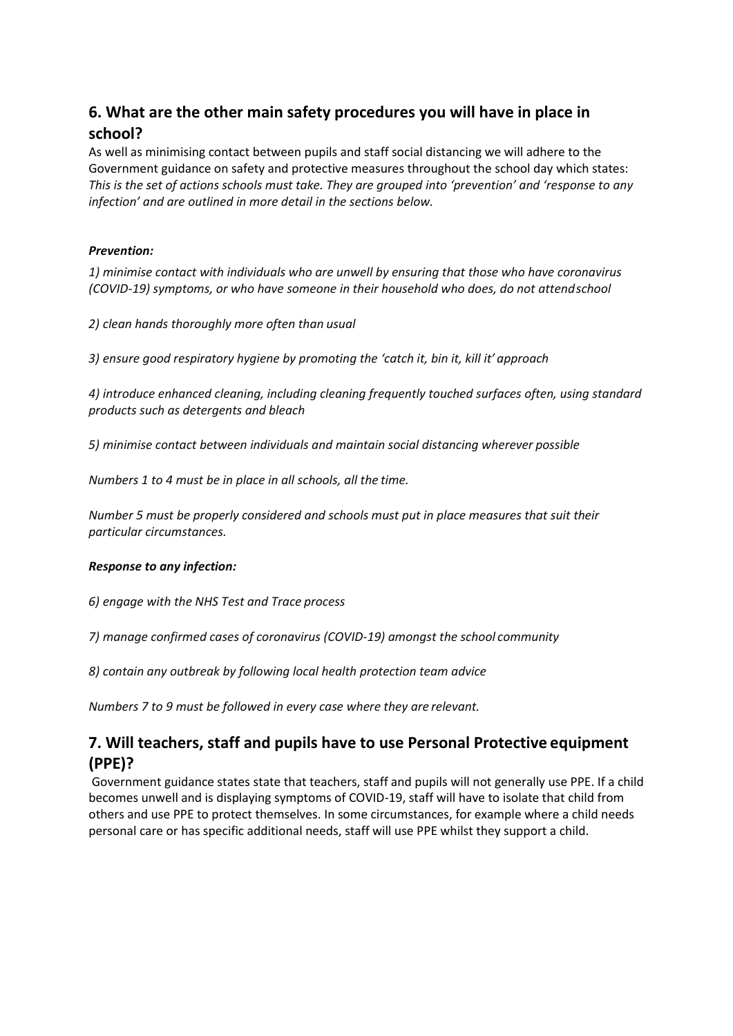## 6. What are the other main safety procedures you will have in place in school?

As well as minimising contact between pupils and staff social distancing we will adhere to the Government guidance on safety and protective measures throughout the school day which states: *This is the set of actions schools must take. They are grouped into 'prevention' and 'response to any infection' and are outlined in more detail in the sections below.*

***Prevention:***

*1) minimise contact with individuals who are unwell by ensuring that those who have coronavirus (COVID-19) symptoms, or who have someone in their household who does, do not attend school*

*2) clean hands thoroughly more often than usual*

*3) ensure good respiratory hygiene by promoting the 'catch it, bin it, kill it' approach*

*4) introduce enhanced cleaning, including cleaning frequently touched surfaces often, using standard products such as detergents and bleach*

*5) minimise contact between individuals and maintain social distancing wherever possible*

*Numbers 1 to 4 must be in place in all schools, all the time.*

*Number 5 must be properly considered and schools must put in place measures that suit their particular circumstances.*

***Response to any infection:***

*6) engage with the NHS Test and Trace process*

*7) manage confirmed cases of coronavirus (COVID-19) amongst the school community*

*8) contain any outbreak by following local health protection team advice*

*Numbers 7 to 9 must be followed in every case where they are relevant.*

## 7. Will teachers, staff and pupils have to use Personal Protective equipment (PPE)?

Government guidance states state that teachers, staff and pupils will not generally use PPE. If a child becomes unwell and is displaying symptoms of COVID-19, staff will have to isolate that child from others and use PPE to protect themselves. In some circumstances, for example where a child needs personal care or has specific additional needs, staff will use PPE whilst they support a child.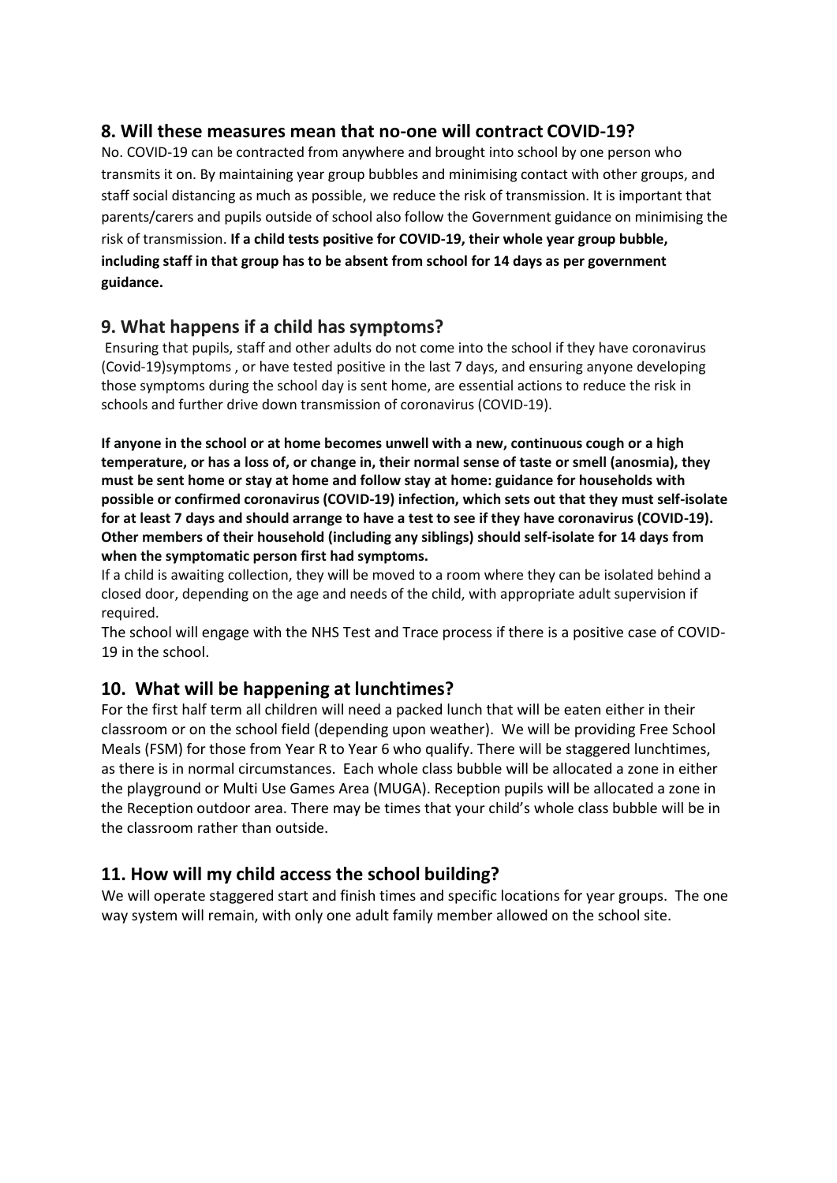## 8. Will these measures mean that no-one will contract COVID-19?

No. COVID-19 can be contracted from anywhere and brought into school by one person who transmits it on. By maintaining year group bubbles and minimising contact with other groups, and staff social distancing as much as possible, we reduce the risk of transmission. It is important that parents/carers and pupils outside of school also follow the Government guidance on minimising the risk of transmission. **If a child tests positive for COVID-19, their whole year group bubble, including staff in that group has to be absent from school for 14 days as per government guidance.**

## 9. What happens if a child has symptoms?

Ensuring that pupils, staff and other adults do not come into the school if they have coronavirus (Covid-19)symptoms , or have tested positive in the last 7 days, and ensuring anyone developing those symptoms during the school day is sent home, are essential actions to reduce the risk in schools and further drive down transmission of coronavirus (COVID-19).

**If anyone in the school or at home becomes unwell with a new, continuous cough or a high temperature, or has a loss of, or change in, their normal sense of taste or smell (anosmia), they must be sent home or stay at home and follow stay at home: guidance for households with possible or confirmed coronavirus (COVID-19) infection, which sets out that they must self-isolate for at least 7 days and should arrange to have a test to see if they have coronavirus (COVID-19). Other members of their household (including any siblings) should self-isolate for 14 days from when the symptomatic person first had symptoms.**

If a child is awaiting collection, they will be moved to a room where they can be isolated behind a closed door, depending on the age and needs of the child, with appropriate adult supervision if required.

The school will engage with the NHS Test and Trace process if there is a positive case of COVID-19 in the school.

## 10. What will be happening at lunchtimes?

For the first half term all children will need a packed lunch that will be eaten either in their classroom or on the school field (depending upon weather). We will be providing Free School Meals (FSM) for those from Year R to Year 6 who qualify. There will be staggered lunchtimes, as there is in normal circumstances. Each whole class bubble will be allocated a zone in either the playground or Multi Use Games Area (MUGA). Reception pupils will be allocated a zone in the Reception outdoor area. There may be times that your child's whole class bubble will be in the classroom rather than outside.

## 11. How will my child access the school building?

We will operate staggered start and finish times and specific locations for year groups. The one way system will remain, with only one adult family member allowed on the school site.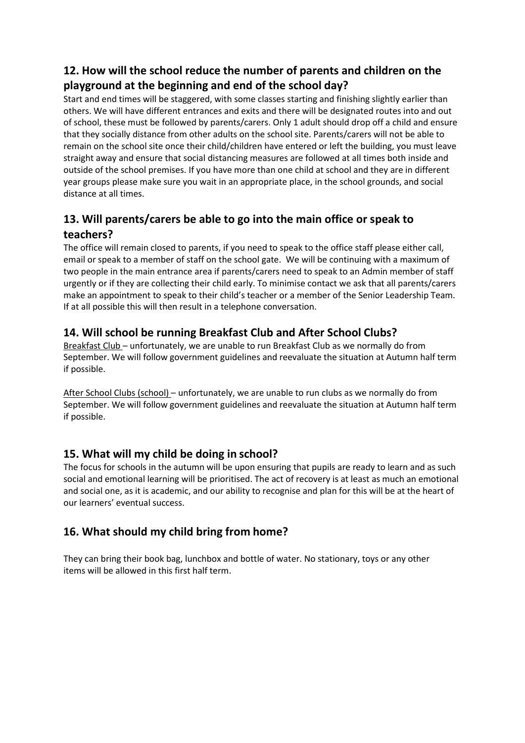## 12. How will the school reduce the number of parents and children on the playground at the beginning and end of the school day?

Start and end times will be staggered, with some classes starting and finishing slightly earlier than others. We will have different entrances and exits and there will be designated routes into and out of school, these must be followed by parents/carers. Only 1 adult should drop off a child and ensure that they socially distance from other adults on the school site. Parents/carers will not be able to remain on the school site once their child/children have entered or left the building, you must leave straight away and ensure that social distancing measures are followed at all times both inside and outside of the school premises. If you have more than one child at school and they are in different year groups please make sure you wait in an appropriate place, in the school grounds, and social distance at all times.

## 13. Will parents/carers be able to go into the main office or speak to teachers?

The office will remain closed to parents, if you need to speak to the office staff please either call, email or speak to a member of staff on the school gate. We will be continuing with a maximum of two people in the main entrance area if parents/carers need to speak to an Admin member of staff urgently or if they are collecting their child early. To minimise contact we ask that all parents/carers make an appointment to speak to their child's teacher or a member of the Senior Leadership Team. If at all possible this will then result in a telephone conversation.

## 14. Will school be running Breakfast Club and After School Clubs?

Breakfast Club – unfortunately, we are unable to run Breakfast Club as we normally do from September. We will follow government guidelines and reevaluate the situation at Autumn half term if possible.

After School Clubs (school) – unfortunately, we are unable to run clubs as we normally do from September. We will follow government guidelines and reevaluate the situation at Autumn half term if possible.

## 15. What will my child be doing in school?

The focus for schools in the autumn will be upon ensuring that pupils are ready to learn and as such social and emotional learning will be prioritised. The act of recovery is at least as much an emotional and social one, as it is academic, and our ability to recognise and plan for this will be at the heart of our learners' eventual success.

## 16. What should my child bring from home?

They can bring their book bag, lunchbox and bottle of water. No stationary, toys or any other items will be allowed in this first half term.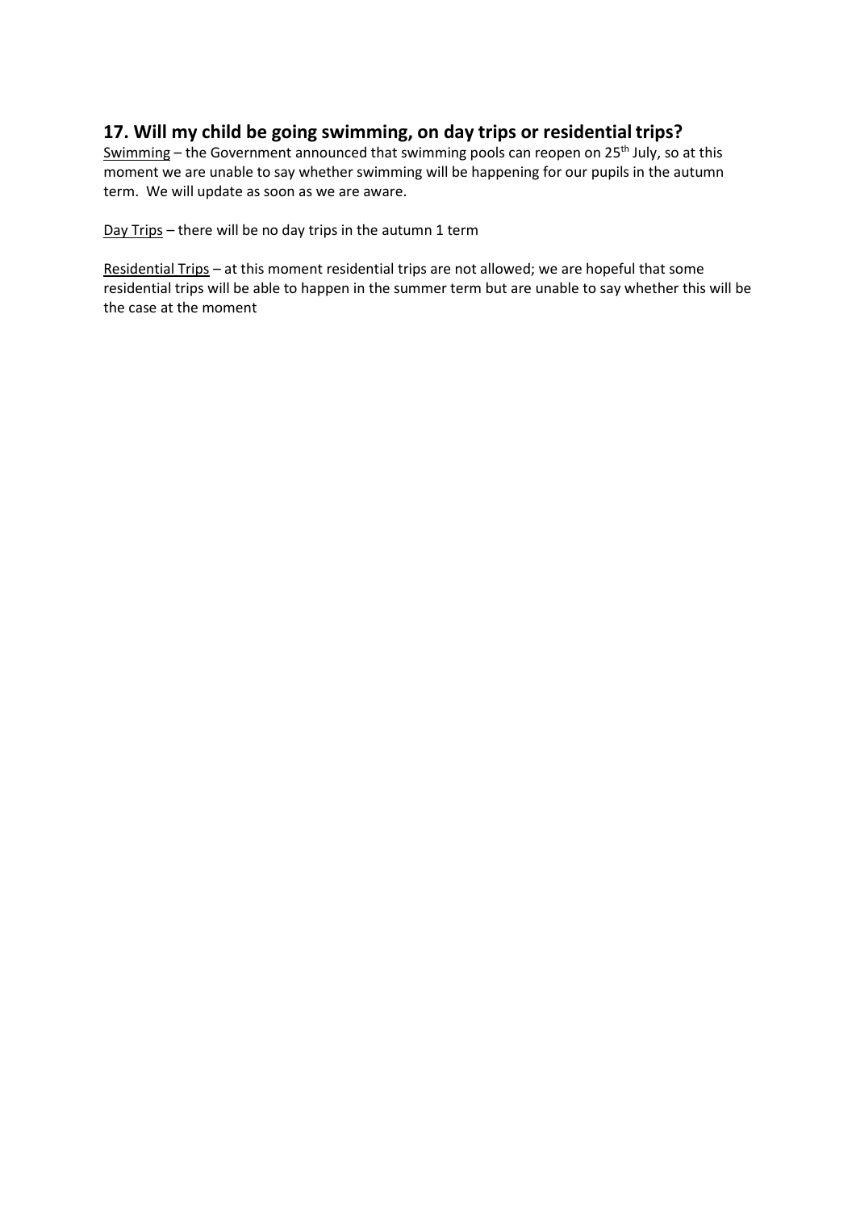## 17. Will my child be going swimming, on day trips or residential trips?

<u>Swimming</u> – the Government announced that swimming pools can reopen on 25th July, so at this moment we are unable to say whether swimming will be happening for our pupils in the autumn term. We will update as soon as we are aware.

<u>Day Trips</u> – there will be no day trips in the autumn 1 term

<u>Residential Trips</u> – at this moment residential trips are not allowed; we are hopeful that some residential trips will be able to happen in the summer term but are unable to say whether this will be the case at the moment